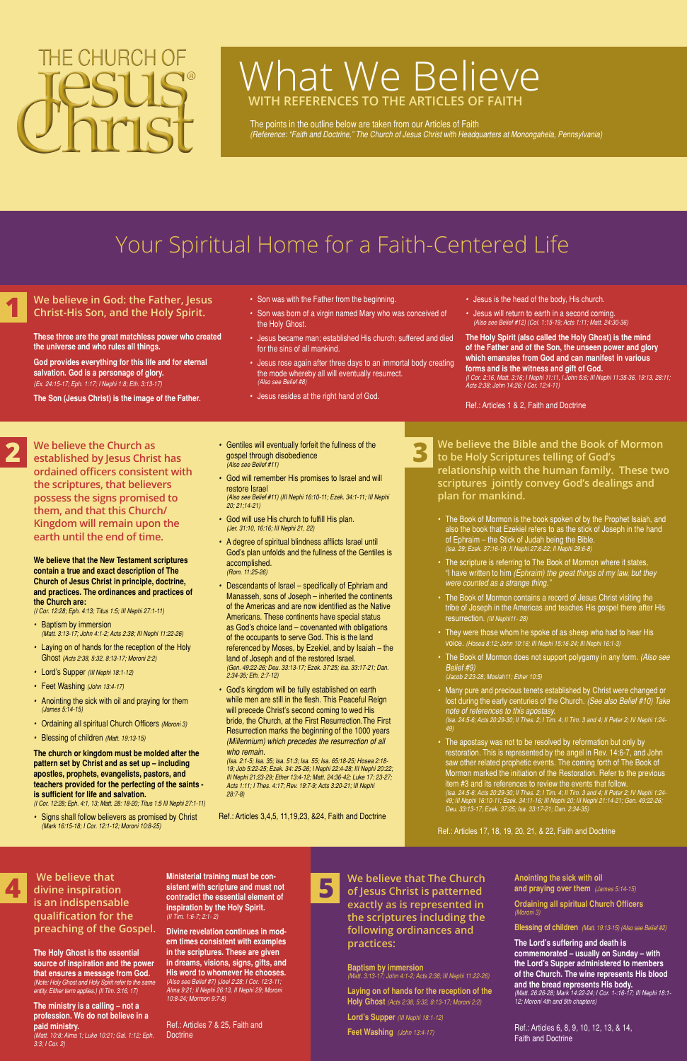THE CHURCH OF Jesus Christ®

# What We Believe

## WITH REFERENCES TO THE ARTICLES OF FAITH

The points in the outline below are taken from our Articles of Faith
*(Reference: "Faith and Doctrine," The Church of Jesus Christ with Headquarters at Monongahela, Pennsylvania)*

# Your Spiritual Home for a Faith-Centered Life

## 1 We believe in God: the Father, Jesus Christ-His Son, and the Holy Spirit.

**These three are the great matchless power who created the universe and who rules all things.**

**God provides everything for this life and for eternal salvation. God is a personage of glory.**
*(Ex. 24:15-17; Eph. 1:17; I Nephi 1:8; Eth. 3:13-17)*

**The Son (Jesus Christ) is the image of the Father.**

- Son was with the Father from the beginning.
- Son was born of a virgin named Mary who was conceived of the Holy Ghost.
- Jesus became man; established His church; suffered and died for the sins of all mankind.
- Jesus rose again after three days to an immortal body creating the mode whereby all will eventually resurrect. *(Also see Belief #8)*
- Jesus resides at the right hand of God.
- Jesus is the head of the body, His church.
- Jesus will return to earth in a second coming. *(Also see Belief #12) (Col. 1:15-19; Acts 1:11; Matt. 24:30-36)*

**The Holy Spirit (also called the Holy Ghost) is the mind of the Father and of the Son, the unseen power and glory which emanates from God and can manifest in various forms and is the witness and gift of God.**
*(I Cor. 2:16, Matt. 3:16; I Nephi 11:11, I John 5:6; III Nephi 11:35-36, 19:13, 28:11; Acts 2:38; John 14:26; I Cor. 12:4-11)*

Ref.: Articles 1 & 2, Faith and Doctrine

## 2 We believe the Church as established by Jesus Christ has ordained officers consistent with the scriptures, that believers possess the signs promised to them, and that this Church/ Kingdom will remain upon the earth until the end of time.

**We believe that the New Testament scriptures contain a true and exact description of The Church of Jesus Christ in principle, doctrine, and practices. The ordinances and practices of the Church are:**
*(I Cor. 12:28; Eph. 4:13; Titus 1:5; III Nephi 27:1-11)*

- Baptism by immersion *(Matt. 3:13-17; John 4:1-2; Acts 2:38; III Nephi 11:22-26)*
- Laying on of hands for the reception of the Holy Ghost *(Acts 2:38, 5:32, 8:13-17; Moroni 2:2)*
- Lord's Supper *(III Nephi 18:1-12)*
- Feet Washing *(John 13:4-17)*
- Anointing the sick with oil and praying for them *(James 5:14-15)*
- Ordaining all spiritual Church Officers *(Moroni 3)*
- Blessing of children *(Matt. 19:13-15)*

**The church or kingdom must be molded after the pattern set by Christ and as set up – including apostles, prophets, evangelists, pastors, and teachers provided for the perfecting of the saints - is sufficient for life and salvation.**
*(I Cor. 12:28; Eph. 4:1, 13; Matt. 28: 18-20; Titus 1:5 III Nephi 27:1-11)*

- Signs shall follow believers as promised by Christ *(Mark 16:15-18; I Cor. 12:1-12; Moroni 10:8-25)*
- Gentiles will eventually forfeit the fullness of the gospel through disobedience *(Also see Belief #11)*
- God will remember His promises to Israel and will restore Israel *(III Nephi 16:10-11; Ezek. 34:1-11; III Nephi 20; 21;14-21)*
- God will use His church to fulfill His plan. *(Jer. 31:10, 16:16; III Nephi 21, 22)*
- A degree of spiritual blindness afflicts Israel until God's plan unfolds and the fullness of the Gentiles is accomplished. *(Rom. 11:25-26)*
- Descendants of Israel – specifically of Ephriam and Manasseh, sons of Joseph – inherited the continents of the Americas and are now identified as the Native Americans. These continents have special status as God's choice land – covenanted with obligations of the occupants to serve God. This is the land referenced by Moses, by Ezekiel, and by Isaiah – the land of Joseph and of the restored Israel. *(Gen. 49:22-26; Deu. 33:13-17; Ezek. 37:25; Isa. 33:17-21; Dan. 2:34-35; Eth. 2:7-12)*
- God's kingdom will be fully established on earth while men are still in the flesh. This Peaceful Reign will precede Christ's second coming to wed His bride, the Church, at the First Resurrection.The First Resurrection marks the beginning of the 1000 years *(Millennium) which precedes the resurrection of all who remain.*
*(Isa. 2:1-5; Isa. 35; Isa. 51:3; Isa. 55; Isa. 65:18-25; Hosea 2:18-19; Job 5:22-25; Ezek. 34: 25-26; I Nephi 22:4-28; III Nephi 20:22; III Nephi 21:23-29; Ether 13:4-12; Matt. 24:36-42; Luke 17: 23-27; Acts 1:11; I Thes. 4:17; Rev. 19:7-9; Acts 3:20-21; III Nephi 28:7-8)*

Ref.: Articles 3,4,5, 11,19,23, &24, Faith and Doctrine

## 3 We believe the Bible and the Book of Mormon to be Holy Scriptures telling of God's relationship with the human family. These two scriptures jointly convey God's dealings and plan for mankind.

- The Book of Mormon is the book spoken of by the Prophet Isaiah, and also the book that Ezekiel refers to as the stick of Joseph in the hand of Ephraim – the Stick of Judah being the Bible. *(Isa. 29; Ezek. 37:16-19; II Nephi 27:6-22; II Nephi 29:6-8)*
- The scripture is referring to The Book of Mormon where it states, "I have written to him *(Ephraim) the great things of my law, but they were counted as a strange thing."*
- The Book of Mormon contains a record of Jesus Christ visiting the tribe of Joseph in the Americas and teaches His gospel there after His resurrection. *(III Nephi11- 28)*
- They were those whom he spoke of as sheep who had to hear His voice. *(Hosea 8:12; John 10:16; III Nephi 15:16-24; III Nephi 16:1-3)*
- The Book of Mormon does not support polygamy in any form. *(Also see Belief #9) (Jacob 2:23-28; Mosiah11; Ether 10:5)*
- Many pure and precious tenets established by Christ were changed or lost during the early centuries of the Church. *(See also Belief #10) Take note of references to this apostasy. (Isa. 24:5-6; Acts 20:29-30; II Thes. 2; I Tim. 4; II Tim. 3 and 4; II Peter 2; IV Nephi 1:24-49)*
- The apostasy was not to be resolved by reformation but only by restoration. This is represented by the angel in Rev. 14:6-7, and John saw other related prophetic events. The coming forth of The Book of Mormon marked the initiation of the Restoration. Refer to the previous item #3 and its references to review the events that follow. *(Isa. 24:5-6; Acts 20:29-30; II Thes. 2; I Tim. 4; II Tim. 3 and 4; II Peter 2; IV Nephi 1:24-49; III Nephi 16:10-11; Ezek. 34:11-16; III Nephi 20; III Nephi 21:14-21; Gen. 49:22-26; Deu. 33:13-17; Ezek. 37:25; Isa. 33:17-21; Dan. 2:34-35)*

Ref.: Articles 17, 18, 19, 20, 21, & 22, Faith and Doctrine

## 4 We believe that divine inspiration is an indispensable qualification for the preaching of the Gospel.

**The Holy Ghost is the essential source of inspiration and the power that ensures a message from God.** *(Note: Holy Ghost and Holy Spirit refer to the same entity. Either term applies.) (II Tim. 3:16, 17)*

**The ministry is a calling – not a profession. We do not believe in a paid ministry.** *(Matt. 10:8; Alma 1; Luke 10:21; Gal. 1:12; Eph. 3:3; I Cor. 2)*

**Ministerial training must be consistent with scripture and must not contradict the essential element of inspiration by the Holy Spirit.** *(II Tim. 1:6-7; 2:1- 2)*

**Divine revelation continues in modern times consistent with examples in the scriptures. These are given in dreams, visions, signs, gifts, and His word to whomever He chooses.** *(Also see Belief #7) (Joel 2:28; I Cor. 12:3-11; Alma 9:21; II Nephi 26:13, II Nephi 29; Moroni 10:8-24; Mormon 9:7-8)*

Ref.: Articles 7 & 25, Faith and Doctrine

## 5 We believe that The Church of Jesus Christ is patterned exactly as is represented in the scriptures including the following ordinances and practices:

**Baptism by immersion** *(Matt. 3:13-17; John 4:1-2; Acts 2:38; III Nephi 11:22-26)*

**Laying on of hands for the reception of the Holy Ghost** *(Acts 2:38, 5:32, 8:13-17; Moroni 2:2)*

**Lord's Supper** *(III Nephi 18:1-12)*

**Feet Washing** *(John 13:4-17)*

**Anointing the sick with oil and praying over them** *(James 5:14-15)*

**Ordaining all spiritual Church Officers** *(Moroni 3)*

**Blessing of children** *(Matt. 19:13-15) (Also see Belief #2)*

**The Lord's suffering and death is commemorated – usually on Sunday – with the Lord's Supper administered to members of the Church. The wine represents His blood and the bread represents His body.**
*(Matt. 26:26-28; Mark 14:22-24; I Cor. 1-:16-17; III Nephi 18:1-12; Moroni 4th and 5th chapters)*

Ref.: Articles 6, 8, 9, 10, 12, 13, & 14, Faith and Doctrine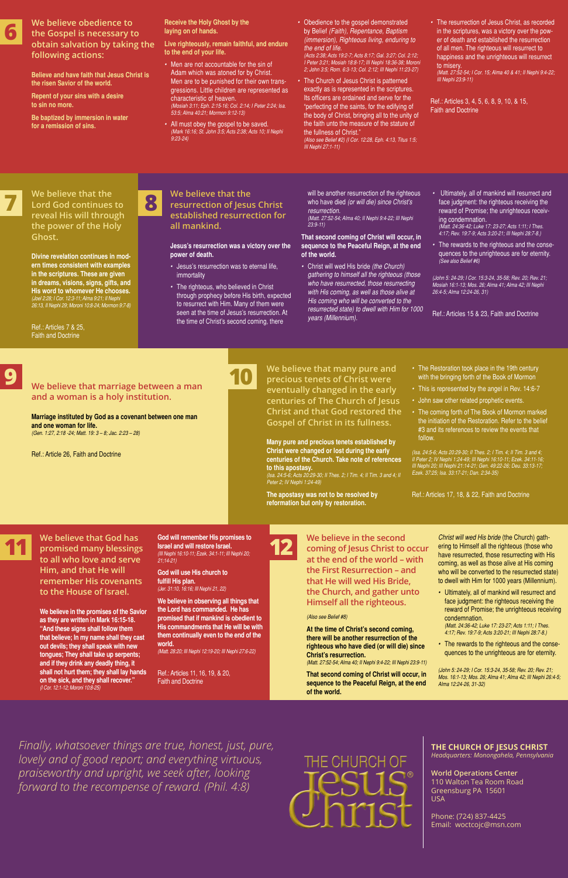## 6

### We believe obedience to the Gospel is necessary to obtain salvation by taking the following actions:

**Believe and have faith that Jesus Christ is the risen Savior of the world.**

**Repent of your sins with a desire to sin no more.**

**Be baptized by immersion in water for a remission of sins.**

**Receive the Holy Ghost by the laying on of hands.**

**Live righteously, remain faithful, and endure to the end of your life.**

- Men are not accountable for the sin of Adam which was atoned for by Christ. Men are to be punished for their own transgressions. Little children are representated as characteristic of heaven.
  *(Mosiah 3:11; Eph. 2:15-16; Col. 2:14; I Peter 2:24; Isa. 53:5; Alma 40:21; Mormon 9:12-13)*
- All must obey the gospel to be saved.
  *(Mark 16:16; St. John 3:5; Acts 2:38; Acts 10; II Nephi 9:23-24)*
- Obedience to the gospel demonstrated by Belief *(Faith)*, Repentance, Baptism *(immersion)*, Righteous living, enduring to the end of life.
  *(Acts 2:38; Acts 19:2-7; Acts 8:17; Gal. 3:27; Col. 2:12; I Peter 3:21; Mosiah 18:8-17; III Nephi 18:36-38; Moroni 2; John 3:5; Rom. 6:3-13; Col. 2:12; III Nephi 11:23-27)*
- The Church of Jesus Christ is patterned exactly as is represented in the scriptures. Its officers are ordained and serve for the "perfecting of the saints, for the edifying of the body of Christ, bringing all to the unity of the faith unto the measure of the stature of the fullness of Christ."
  *(Also see Belief #2) (I Cor. 12:28, Eph. 4:13, Titus 1:5; III Nephi 27:1-11)*
- The resurrection of Jesus Christ, as recorded in the scriptures, was a victory over the power of death and established the resurrection of all men. The righteous will resurrect to happiness and the unrighteous will resurrect to misery.
  *(Matt. 27:52-54; I Cor. 15; Alma 40 & 41; II Nephi 9:4-22; III Nephi 23:9-11)*

Ref.: Articles 3, 4, 5, 6, 8, 9, 10, & 15, Faith and Doctrine

## 7

### We believe that the Lord God continues to reveal His will through the power of the Holy Ghost.

**Divine revelation continues in modern times consistent with examples in the scriptures. These are given in dreams, visions, signs, gifts, and His word to whomever He chooses.**
*(Joel 2:28; I Cor. 12:3-11; Alma 9:21; II Nephi 26:13, II Nephi 29; Moroni 10:8-24; Mormon 9:7-8)*

Ref.: Articles 7 & 25, Faith and Doctrine

## 8

### We believe that the resurrection of Jesus Christ established resurrection for all mankind.

**Jesus's resurrection was a victory over the power of death.**

- Jesus's resurrection was to eternal life, immortality
- The righteous, who believed in Christ through prophecy before His birth, expected to resurrect with Him. Many of them were seen at the time of Jesus's resurrection. At the time of Christ's second coming, there will be another resurrection of the righteous who have died *(or will die)* since Christ's resurrection.
  *(Matt. 27:52-54; Alma 40; II Nephi 9:4-22; III Nephi 23:9-11)*

**That second coming of Christ will occur, in sequence to the Peaceful Reign, at the end of the world.**

- Christ will wed His bride *(the Church) gathering to himself all the righteous (those who have resurrected, those resurrecting with His coming, as well as those alive at His coming who will be converted to the resurrected state) to dwell with Him for 1000 years (Millennium).*
- Ultimately, all of mankind will resurrect and face judgment: the righteous receiving the reward of Promise; the unrighteous receiving condemnation.
  *(Matt. 24:36-42; Luke 17: 23-27; Acts 1:11; I Thes. 4:17; Rev. 19:7-9; Acts 3:20-21; III Nephi 27:8-8.)*
- The rewards to the righteous and the consequences to the unrighteous are for eternity.
  *(See also Belief #6)*

*(John 5: 24-29; I Cor. 15:3-24, 35-58; Rev. 20; Rev. 21; Mosiah 16:1-13; Mos. 26; Alma 41; Alma 42; III Nephi 26:4-5; Alma 12:24-26, 31)*

Ref.: Articles 15 & 23, Faith and Doctrine

## 9

### We believe that marriage between a man and a woman is a holy institution.

**Marriage instituted by God as a covenant between one man and one woman for life.**
*(Gen. 1:27, 2:18 -24; Matt. 19: 3 – 8; Jac. 2:23 – 28)*

Ref.: Article 26, Faith and Doctrine

## 10

### We believe that many pure and precious tenets of Christ were eventually changed in the early centuries of The Church of Jesus Christ and that God restored the Gospel of Christ in its fullness.

**Many pure and precious tenets established by Christ were changed or lost during the early centuries of the Church. Take note of references to this apostasy.**
*(Isa. 24:5-6; Acts 20:29-30; II Thes. 2; I Tim. 4; II Tim. 3 and 4; II Peter 2; IV Nephi 1:24-49)*

**The apostasy was not to be resolved by reformation but only by restoration.**

- The Restoration took place in the 19th century with the bringing forth of the Book of Mormon
- This is represented by the angel in Rev. 14:6-7
- John saw other related prophetic events.
- The coming forth of The Book of Mormon marked the initiation of the Restoration. Refer to the belief #3 and its references to review the events that follow.

*(Isa. 24:5-6; Acts 20:29-30; II Thes. 2; I Tim. 4; II Tim. 3 and 4; II Peter 2; IV Nephi 1:24-49; III Nephi 16:10-11; Ezek. 34:11-16; III Nephi 20; III Nephi 21:14-21; Gen. 49:22-26; Deu. 33:13-17; Ezek. 37:25; Isa. 33:17-21; Dan. 2:34-35)*

Ref.: Articles 17, 18, & 22, Faith and Doctrine

## 11

### We believe that God has promised many blessings to all who love and serve Him, and that He will remember His covenants to the House of Israel.

**We believe in the promises of the Savior as they are written in Mark 16:15-18. "And these signs shall follow them that believe; In my name shall they cast out devils; they shall speak with new tongues; They shall take up serpents; and if they drink any deadly thing, it shall not hurt them; they shall lay hands on the sick, and they shall recover."**
*(I Cor. 12:1-12; Moroni 10:8-25)*

**God will remember His promises to Israel and will restore Israel.**
*(III Nephi 16:10-11; Ezek. 34:1-11; III Nephi 20; 21;14-21)*

**God will use His church to fulfill His plan.**
*(Jer. 31:10, 16:16; III Nephi 21, 22)*

**We believe in observing all things that the Lord has commanded. He has promised that if mankind is obedient to His commandments that He will be with them continually even to the end of the world.**
*(Matt. 28:20; III Nephi 12:19-20; III Nephi 27:6-22)*

Ref.: Articles 11, 16, 19, & 20, Faith and Doctrine

## 12

### We believe in the second coming of Jesus Christ to occur at the end of the world – with the First Resurrection – and that He will wed His Bride, the Church, and gather unto Himself all the righteous.

*(Also see Belief #8)*

**At the time of Christ's second coming, there will be another resurrection of the righteous who have died (or will die) since Christ's resurrection.**
*(Matt. 27:52-54; Alma 40; II Nephi 9:4-22; III Nephi 23:9-11)*

**That second coming of Christ will occur, in sequence to the Peaceful Reign, at the end of the world.**

*Christ will wed His bride* (the Church) gathering to Himself all the righteous (those who have resurrected, those resurrecting with His coming, as well as those alive at His coming who will be converted to the resurrected state) to dwell with Him for 1000 years (Millennium).

- Ultimately, all of mankind will resurrect and face judgment: the righteous receiving the reward of Promise; the unrighteous receiving condemnation.
  *(Matt. 24:36-42; Luke 17: 23-27; Acts 1:11; I Thes. 4:17; Rev. 19:7-9; Acts 3:20-21; III Nephi 27:8-8.)*
- The rewards to the righteous and the consequences to the unrighteous are for eternity.

*(John 5: 24-29; I Cor. 15:3-24, 35-58; Rev. 20; Rev. 21; Mos. 16:1-13; Mos. 26; Alma 41; Alma 42; III Nephi 26:4-5; Alma 12:24-26, 31-32)*

*Finally, whatsoever things are true, honest, just, pure, lovely and of good report; and everything virtuous, praiseworthy and upright, we seek after, looking forward to the recompense of reward. (Phil. 4:8)*

THE CHURCH OF Jesus Christ®

**THE CHURCH OF JESUS CHRIST**
*Headquarters: Monongahela, Pennsylvania*

**World Operations Center**
110 Walton Tea Room Road
Greensburg PA 15601
USA

Phone: (724) 837-4425
Email: woctcojc@msn.com